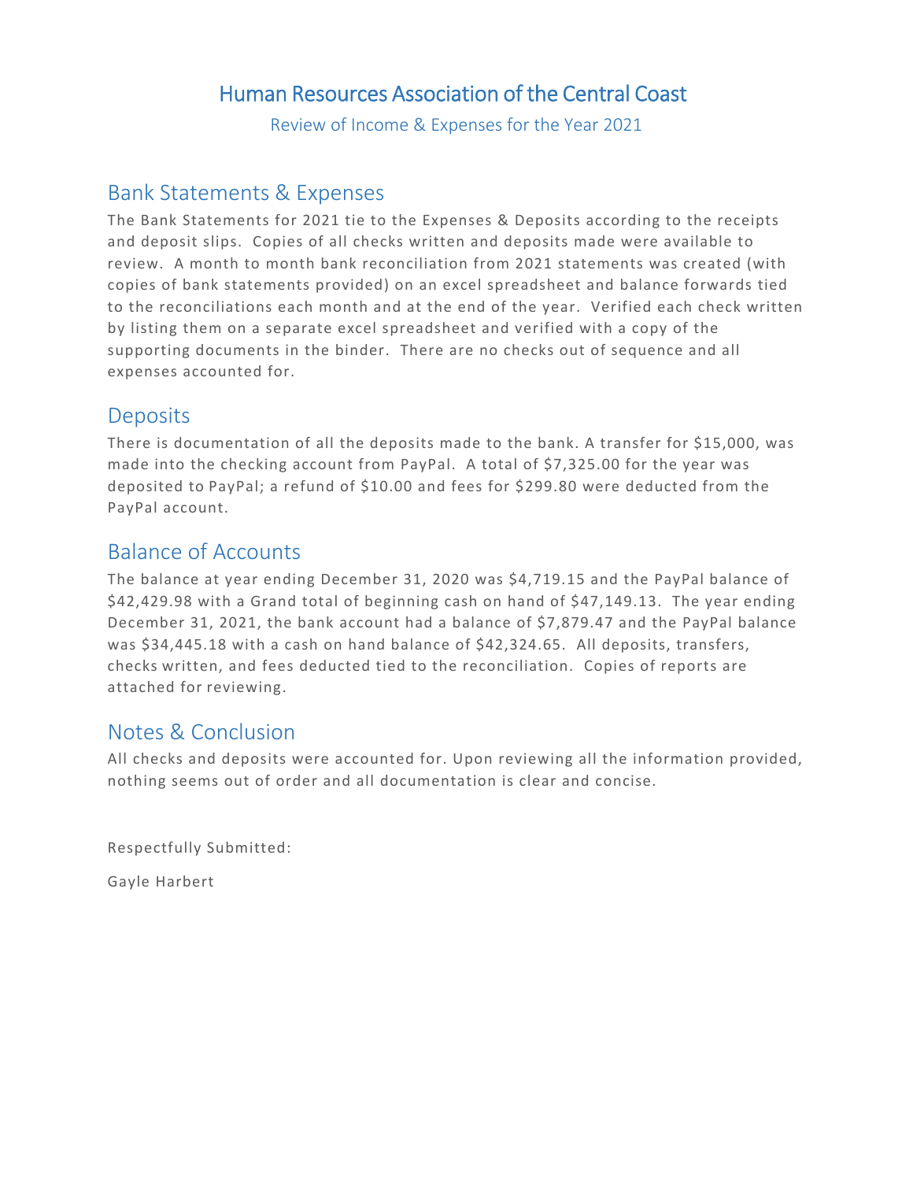# Human Resources Association of the Central Coast

Review of Income & Expenses for the Year 2021

## Bank Statements & Expenses

The Bank Statements for 2021 tie to the Expenses & Deposits according to the receipts and deposit slips. Copies of all checks written and deposits made were available to review. A month to month bank reconciliation from 2021 statements was created (with copies of bank statements provided) on an excel spreadsheet and balance forwards tied to the reconciliations each month and at the end of the year. Verified each check written by listing them on a separate excel spreadsheet and verified with a copy of the supporting documents in the binder. There are no checks out of sequence and all expenses accounted for.

## Deposits

There is documentation of all the deposits made to the bank. A transfer for $15,000, was made into the checking account from PayPal. A total of $7,325.00 for the year was deposited to PayPal; a refund of $10.00 and fees for $299.80 were deducted from the PayPal account.

## Balance of Accounts

The balance at year ending December 31, 2020 was $4,719.15 and the PayPal balance of $42,429.98 with a Grand total of beginning cash on hand of $47,149.13. The year ending December 31, 2021, the bank account had a balance of $7,879.47 and the PayPal balance was $34,445.18 with a cash on hand balance of $42,324.65. All deposits, transfers, checks written, and fees deducted tied to the reconciliation. Copies of reports are attached for reviewing.

## Notes & Conclusion

All checks and deposits were accounted for. Upon reviewing all the information provided, nothing seems out of order and all documentation is clear and concise.

Respectfully Submitted:

Gayle Harbert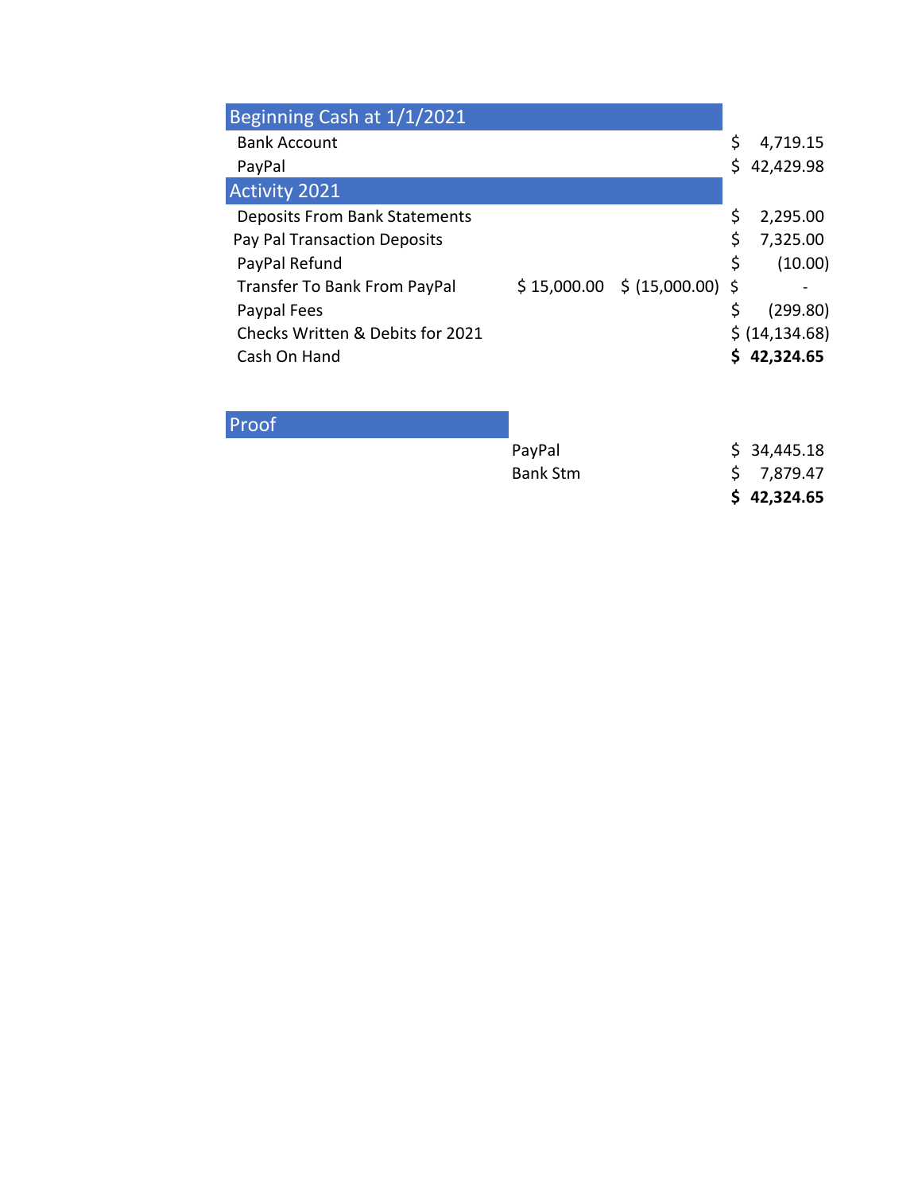| Beginning Cash at 1/1/2021 | | | |
|---|---|---|---|
| Bank Account | | | $ 4,719.15 |
| PayPal | | | $ 42,429.98 |
| **Activity 2021** | | | |
| Deposits From Bank Statements | | | $ 2,295.00 |
| Pay Pal Transaction Deposits | | | $ 7,325.00 |
| PayPal Refund | | | $ (10.00) |
| Transfer To Bank From PayPal | $ 15,000.00 | $ (15,000.00) | $ - |
| Paypal Fees | | | $ (299.80) |
| Checks Written & Debits for 2021 | | | $ (14,134.68) |
| Cash On Hand | | | **$ 42,324.65** |

| Proof | | |
|---|---|---|
| | PayPal | $ 34,445.18 |
| | Bank Stm | $ 7,879.47 |
| | | **$ 42,324.65** |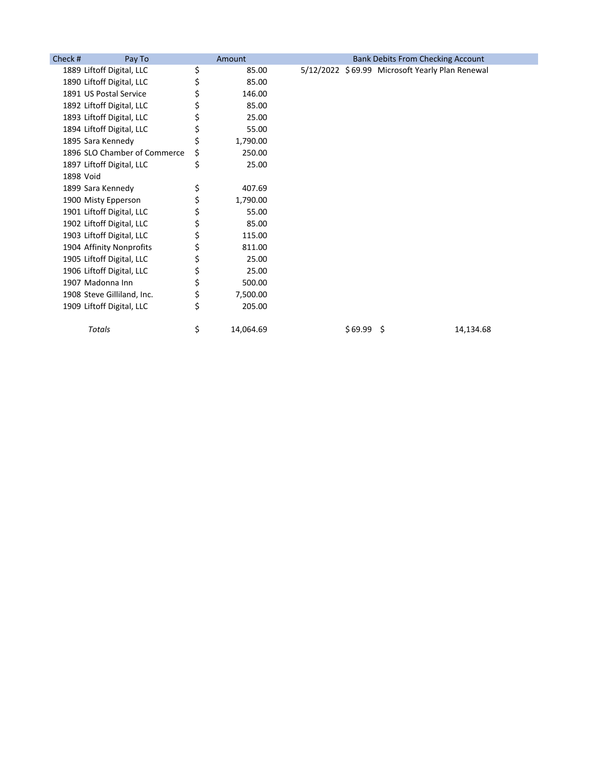| Check # | Pay To | Amount | Bank Debits From Checking Account | | | |
|---|---|---|---|---|---|---|
| 1889 | Liftoff Digital, LLC | $ 85.00 | 5/12/2022 | $ 69.99 | Microsoft Yearly Plan Renewal | |
| 1890 | Liftoff Digital, LLC | $ 85.00 | | | | |
| 1891 | US Postal Service | $ 146.00 | | | | |
| 1892 | Liftoff Digital, LLC | $ 85.00 | | | | |
| 1893 | Liftoff Digital, LLC | $ 25.00 | | | | |
| 1894 | Liftoff Digital, LLC | $ 55.00 | | | | |
| 1895 | Sara Kennedy | $ 1,790.00 | | | | |
| 1896 | SLO Chamber of Commerce | $ 250.00 | | | | |
| 1897 | Liftoff Digital, LLC | $ 25.00 | | | | |
| 1898 | Void | | | | | |
| 1899 | Sara Kennedy | $ 407.69 | | | | |
| 1900 | Misty Epperson | $ 1,790.00 | | | | |
| 1901 | Liftoff Digital, LLC | $ 55.00 | | | | |
| 1902 | Liftoff Digital, LLC | $ 85.00 | | | | |
| 1903 | Liftoff Digital, LLC | $ 115.00 | | | | |
| 1904 | Affinity Nonprofits | $ 811.00 | | | | |
| 1905 | Liftoff Digital, LLC | $ 25.00 | | | | |
| 1906 | Liftoff Digital, LLC | $ 25.00 | | | | |
| 1907 | Madonna Inn | $ 500.00 | | | | |
| 1908 | Steve Gilliland, Inc. | $ 7,500.00 | | | | |
| 1909 | Liftoff Digital, LLC | $ 205.00 | | | | |
| | *Totals* | $ 14,064.69 | | $ 69.99 | | $ 14,134.68 |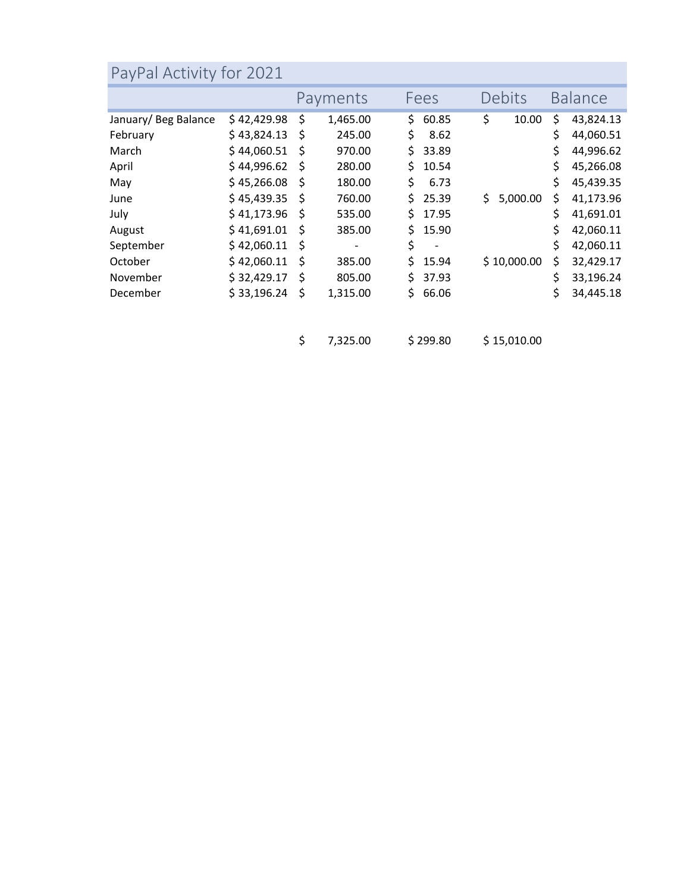## PayPal Activity for 2021

| | | Payments | Fees | Debits | Balance |
|---|---|---|---|---|---|
| January/ Beg Balance | $ 42,429.98 | $ 1,465.00 | $ 60.85 | $ 10.00 | $ 43,824.13 |
| February | $ 43,824.13 | $ 245.00 | $ 8.62 | | $ 44,060.51 |
| March | $ 44,060.51 | $ 970.00 | $ 33.89 | | $ 44,996.62 |
| April | $ 44,996.62 | $ 280.00 | $ 10.54 | | $ 45,266.08 |
| May | $ 45,266.08 | $ 180.00 | $ 6.73 | | $ 45,439.35 |
| June | $ 45,439.35 | $ 760.00 | $ 25.39 | $ 5,000.00 | $ 41,173.96 |
| July | $ 41,173.96 | $ 535.00 | $ 17.95 | | $ 41,691.01 |
| August | $ 41,691.01 | $ 385.00 | $ 15.90 | | $ 42,060.11 |
| September | $ 42,060.11 | $ - | $ - | | $ 42,060.11 |
| October | $ 42,060.11 | $ 385.00 | $ 15.94 | $ 10,000.00 | $ 32,429.17 |
| November | $ 32,429.17 | $ 805.00 | $ 37.93 | | $ 33,196.24 |
| December | $ 33,196.24 | $ 1,315.00 | $ 66.06 | | $ 34,445.18 |
| | | | | | |
| | | $ 7,325.00 | $ 299.80 | $ 15,010.00 | |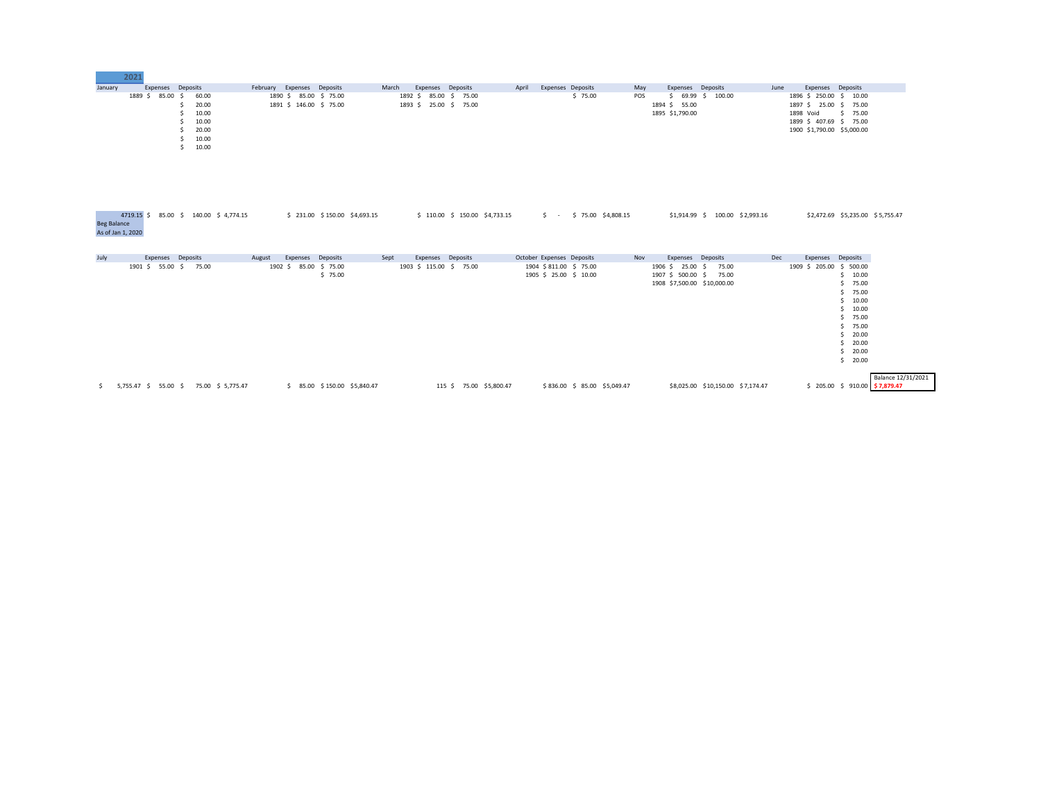# 2021

## January

| January | Expenses | Deposits | |
|---|---|---|---|
| 1889 | $ 85.00 | $ 60.00 | |
| | | $ 20.00 | |
| | | $ 10.00 | |
| | | $ 10.00 | |
| | | $ 20.00 | |
| | | $ 10.00 | |
| | | $ 10.00 | |
| 4719.15 | $ 85.00 | $ 140.00 | $ 4,774.15 |

Beg Balance
As of Jan 1, 2020

## February

| February | Expenses | Deposits | |
|---|---|---|---|
| 1890 | $ 85.00 | $ 75.00 | |
| 1891 | $ 146.00 | $ 75.00 | |
| | $ 231.00 | $ 150.00 | $4,693.15 |

## March

| March | Expenses | Deposits | |
|---|---|---|---|
| 1892 | $ 85.00 | $ 75.00 | |
| 1893 | $ 25.00 | $ 75.00 | |
| | $ 110.00 | $ 150.00 | $4,733.15 |

## April

| April | Expenses | Deposits | |
|---|---|---|---|
| | | $ 75.00 | |
| | $ - | $ 75.00 | $4,808.15 |

## May

| May | Expenses | Deposits | |
|---|---|---|---|
| POS | $ 69.99 | $ 100.00 | |
| 1894 | $ 55.00 | | |
| 1895 | $1,790.00 | | |
| | $1,914.99 | $ 100.00 | $2,993.16 |

## June

| June | Expenses | Deposits | |
|---|---|---|---|
| 1896 | $ 250.00 | $ 10.00 | |
| 1897 | $ 25.00 | $ 75.00 | |
| 1898 | Void | $ 75.00 | |
| 1899 | $ 407.69 | $ 75.00 | |
| 1900 | $1,790.00 | $5,000.00 | |
| | $2,472.69 | $5,235.00 | $5,755.47 |

## July

| July | Expenses | Deposits | |
|---|---|---|---|
| 1901 | $ 55.00 | $ 75.00 | |
| $ 5,755.47 | $ 55.00 | $ 75.00 | $ 5,775.47 |

## August

| August | Expenses | Deposits | |
|---|---|---|---|
| 1902 | $ 85.00 | $ 75.00 | |
| | | $ 75.00 | |
| | $ 85.00 | $ 150.00 | $5,840.47 |

## Sept

| Sept | Expenses | Deposits | |
|---|---|---|---|
| 1903 | $ 115.00 | $ 75.00 | |
| | 115 | $ 75.00 | $5,800.47 |

## October

| October | Expenses | Deposits | |
|---|---|---|---|
| 1904 | $ 811.00 | $ 75.00 | |
| 1905 | $ 25.00 | $ 10.00 | |
| | $ 836.00 | $ 85.00 | $5,049.47 |

## Nov

| Nov | Expenses | Deposits | |
|---|---|---|---|
| 1906 | $ 25.00 | $ 75.00 | |
| 1907 | $ 500.00 | $ 75.00 | |
| 1908 | $7,500.00 | $10,000.00 | |
| | $8,025.00 | $10,150.00 | $7,174.47 |

## Dec

| Dec | Expenses | Deposits | |
|---|---|---|---|
| 1909 | $ 205.00 | $ 500.00 | |
| | | $ 10.00 | |
| | | $ 75.00 | |
| | | $ 75.00 | |
| | | $ 10.00 | |
| | | $ 10.00 | |
| | | $ 75.00 | |
| | | $ 75.00 | |
| | | $ 20.00 | |
| | | $ 20.00 | |
| | | $ 20.00 | |
| | | $ 20.00 | |
| | $ 205.00 | $ 910.00 | Balance 12/31/2021 **$ 7,879.47** |